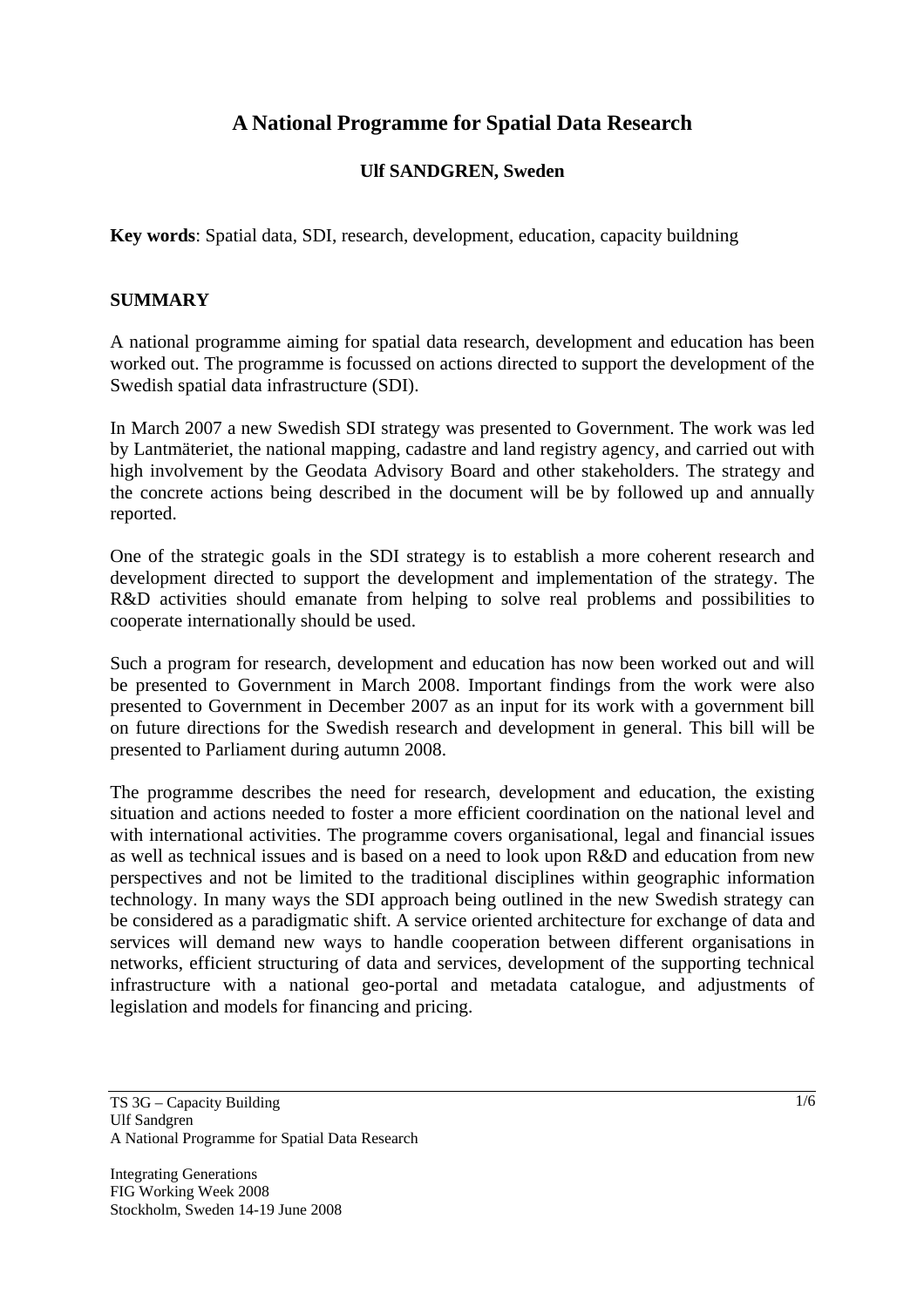# A National Programme for Spatial Data Research

**Ulf SANDGREN, Sweden**

**Key words**: Spatial data, SDI, research, development, education, capacity buildning

## SUMMARY

A national programme aiming for spatial data research, development and education has been worked out. The programme is focussed on actions directed to support the development of the Swedish spatial data infrastructure (SDI).

In March 2007 a new Swedish SDI strategy was presented to Government. The work was led by Lantmäteriet, the national mapping, cadastre and land registry agency, and carried out with high involvement by the Geodata Advisory Board and other stakeholders. The strategy and the concrete actions being described in the document will be by followed up and annually reported.

One of the strategic goals in the SDI strategy is to establish a more coherent research and development directed to support the development and implementation of the strategy. The R&D activities should emanate from helping to solve real problems and possibilities to cooperate internationally should be used.

Such a program for research, development and education has now been worked out and will be presented to Government in March 2008. Important findings from the work were also presented to Government in December 2007 as an input for its work with a government bill on future directions for the Swedish research and development in general. This bill will be presented to Parliament during autumn 2008.

The programme describes the need for research, development and education, the existing situation and actions needed to foster a more efficient coordination on the national level and with international activities. The programme covers organisational, legal and financial issues as well as technical issues and is based on a need to look upon R&D and education from new perspectives and not be limited to the traditional disciplines within geographic information technology. In many ways the SDI approach being outlined in the new Swedish strategy can be considered as a paradigmatic shift. A service oriented architecture for exchange of data and services will demand new ways to handle cooperation between different organisations in networks, efficient structuring of data and services, development of the supporting technical infrastructure with a national geo-portal and metadata catalogue, and adjustments of legislation and models for financing and pricing.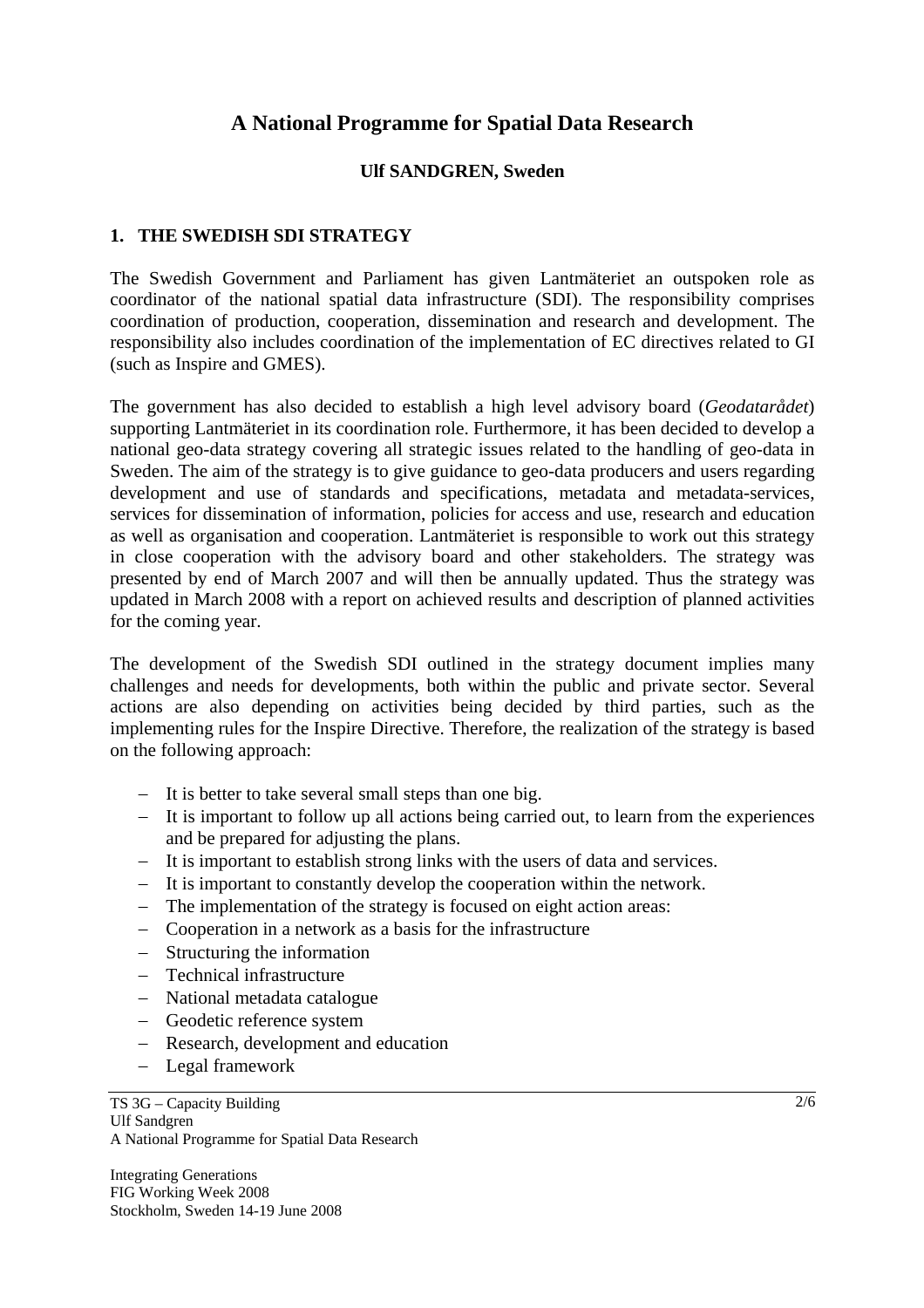# A National Programme for Spatial Data Research

**Ulf SANDGREN, Sweden**

## 1. THE SWEDISH SDI STRATEGY

The Swedish Government and Parliament has given Lantmäteriet an outspoken role as coordinator of the national spatial data infrastructure (SDI). The responsibility comprises coordination of production, cooperation, dissemination and research and development. The responsibility also includes coordination of the implementation of EC directives related to GI (such as Inspire and GMES).

The government has also decided to establish a high level advisory board (*Geodatarådet*) supporting Lantmäteriet in its coordination role. Furthermore, it has been decided to develop a national geo-data strategy covering all strategic issues related to the handling of geo-data in Sweden. The aim of the strategy is to give guidance to geo-data producers and users regarding development and use of standards and specifications, metadata and metadata-services, services for dissemination of information, policies for access and use, research and education as well as organisation and cooperation. Lantmäteriet is responsible to work out this strategy in close cooperation with the advisory board and other stakeholders. The strategy was presented by end of March 2007 and will then be annually updated. Thus the strategy was updated in March 2008 with a report on achieved results and description of planned activities for the coming year.

The development of the Swedish SDI outlined in the strategy document implies many challenges and needs for developments, both within the public and private sector. Several actions are also depending on activities being decided by third parties, such as the implementing rules for the Inspire Directive. Therefore, the realization of the strategy is based on the following approach:

- It is better to take several small steps than one big.
- It is important to follow up all actions being carried out, to learn from the experiences and be prepared for adjusting the plans.
- It is important to establish strong links with the users of data and services.
- It is important to constantly develop the cooperation within the network.
- The implementation of the strategy is focused on eight action areas:
- Cooperation in a network as a basis for the infrastructure
- Structuring the information
- Technical infrastructure
- National metadata catalogue
- Geodetic reference system
- Research, development and education
- Legal framework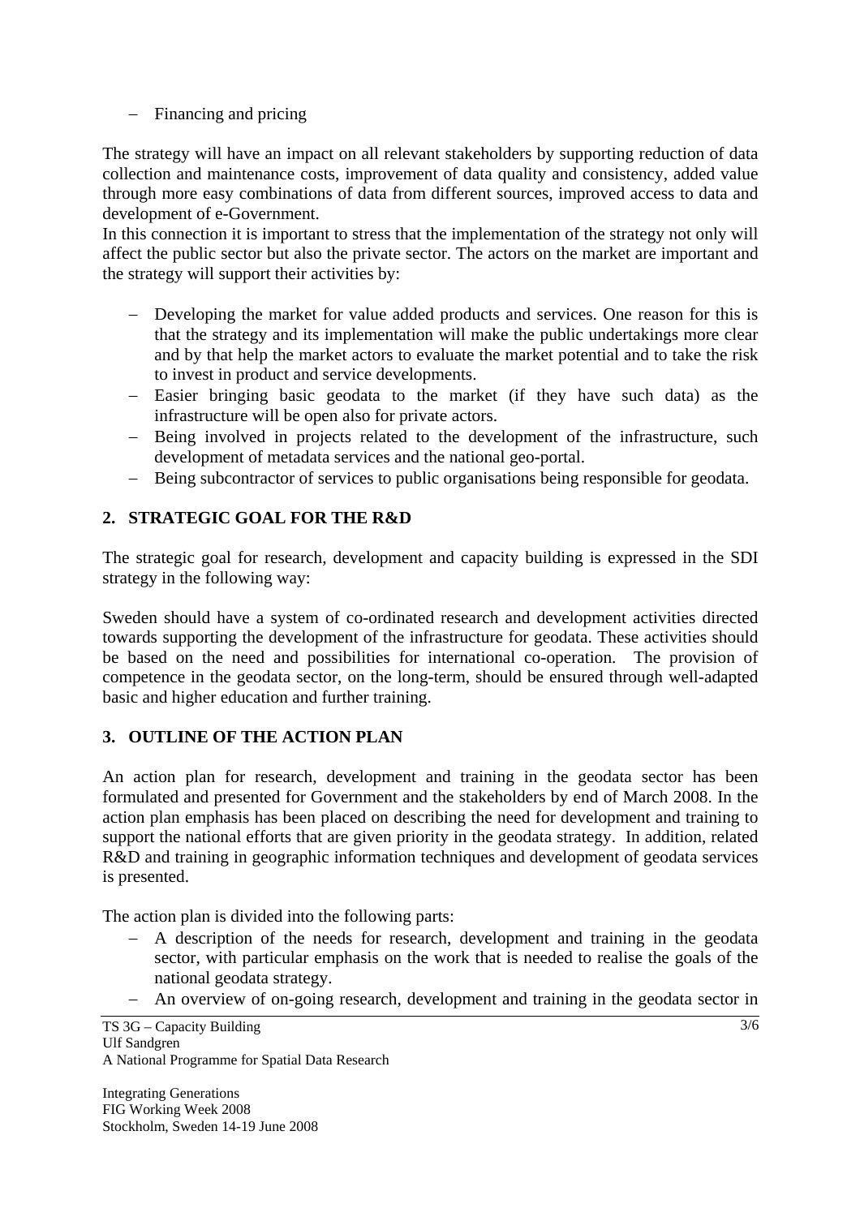- Financing and pricing

The strategy will have an impact on all relevant stakeholders by supporting reduction of data collection and maintenance costs, improvement of data quality and consistency, added value through more easy combinations of data from different sources, improved access to data and development of e-Government.
In this connection it is important to stress that the implementation of the strategy not only will affect the public sector but also the private sector. The actors on the market are important and the strategy will support their activities by:

- Developing the market for value added products and services. One reason for this is that the strategy and its implementation will make the public undertakings more clear and by that help the market actors to evaluate the market potential and to take the risk to invest in product and service developments.
- Easier bringing basic geodata to the market (if they have such data) as the infrastructure will be open also for private actors.
- Being involved in projects related to the development of the infrastructure, such development of metadata services and the national geo-portal.
- Being subcontractor of services to public organisations being responsible for geodata.

## 2. STRATEGIC GOAL FOR THE R&D

The strategic goal for research, development and capacity building is expressed in the SDI strategy in the following way:

Sweden should have a system of co-ordinated research and development activities directed towards supporting the development of the infrastructure for geodata. These activities should be based on the need and possibilities for international co-operation. The provision of competence in the geodata sector, on the long-term, should be ensured through well-adapted basic and higher education and further training.

## 3. OUTLINE OF THE ACTION PLAN

An action plan for research, development and training in the geodata sector has been formulated and presented for Government and the stakeholders by end of March 2008. In the action plan emphasis has been placed on describing the need for development and training to support the national efforts that are given priority in the geodata strategy. In addition, related R&D and training in geographic information techniques and development of geodata services is presented.

The action plan is divided into the following parts:

- A description of the needs for research, development and training in the geodata sector, with particular emphasis on the work that is needed to realise the goals of the national geodata strategy.
- An overview of on-going research, development and training in the geodata sector in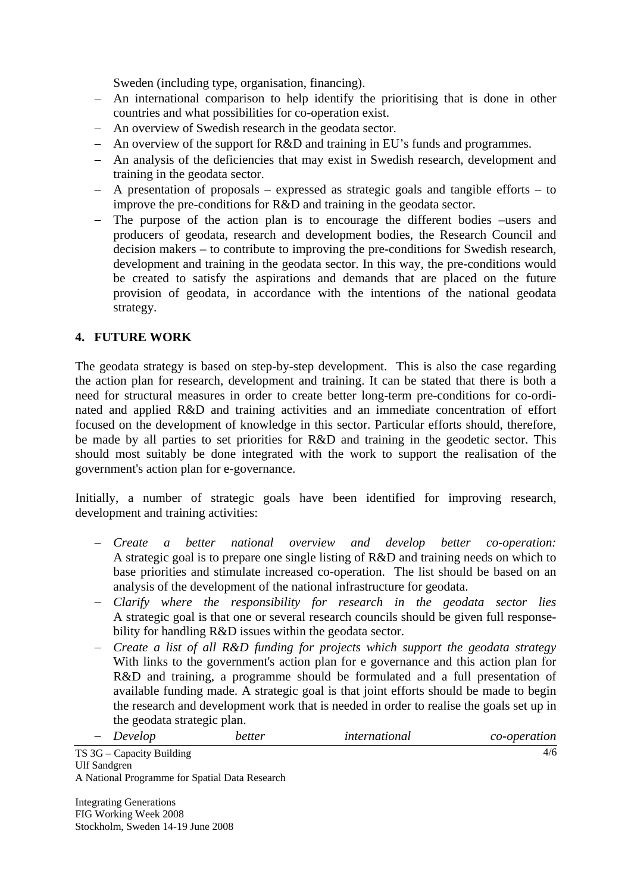Sweden (including type, organisation, financing).

- An international comparison to help identify the prioritising that is done in other countries and what possibilities for co-operation exist.
- An overview of Swedish research in the geodata sector.
- An overview of the support for R&D and training in EU's funds and programmes.
- An analysis of the deficiencies that may exist in Swedish research, development and training in the geodata sector.
- A presentation of proposals – expressed as strategic goals and tangible efforts – to improve the pre-conditions for R&D and training in the geodata sector.
- The purpose of the action plan is to encourage the different bodies –users and producers of geodata, research and development bodies, the Research Council and decision makers – to contribute to improving the pre-conditions for Swedish research, development and training in the geodata sector. In this way, the pre-conditions would be created to satisfy the aspirations and demands that are placed on the future provision of geodata, in accordance with the intentions of the national geodata strategy.

## 4. FUTURE WORK

The geodata strategy is based on step-by-step development. This is also the case regarding the action plan for research, development and training. It can be stated that there is both a need for structural measures in order to create better long-term pre-conditions for co-ordinated and applied R&D and training activities and an immediate concentration of effort focused on the development of knowledge in this sector. Particular efforts should, therefore, be made by all parties to set priorities for R&D and training in the geodetic sector. This should most suitably be done integrated with the work to support the realisation of the government's action plan for e-governance.

Initially, a number of strategic goals have been identified for improving research, development and training activities:

- *Create a better national overview and develop better co-operation:* A strategic goal is to prepare one single listing of R&D and training needs on which to base priorities and stimulate increased co-operation. The list should be based on an analysis of the development of the national infrastructure for geodata.
- *Clarify where the responsibility for research in the geodata sector lies* A strategic goal is that one or several research councils should be given full responsebility for handling R&D issues within the geodata sector.
- *Create a list of all R&D funding for projects which support the geodata strategy* With links to the government's action plan for e governance and this action plan for R&D and training, a programme should be formulated and a full presentation of available funding made. A strategic goal is that joint efforts should be made to begin the research and development work that is needed in order to realise the goals set up in the geodata strategic plan.
- *Develop better international co-operation*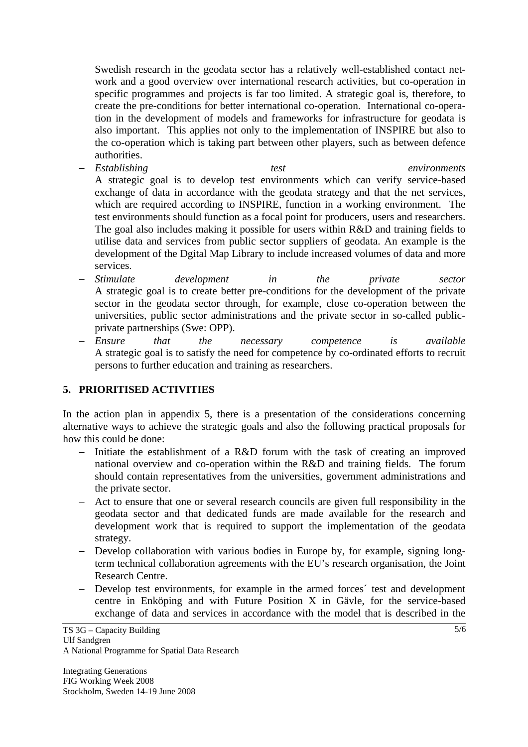Swedish research in the geodata sector has a relatively well-established contact network and a good overview over international research activities, but co-operation in specific programmes and projects is far too limited. A strategic goal is, therefore, to create the pre-conditions for better international co-operation. International co-operation in the development of models and frameworks for infrastructure for geodata is also important. This applies not only to the implementation of INSPIRE but also to the co-operation which is taking part between other players, such as between defence authorities.

- *Establishing test environments*
  A strategic goal is to develop test environments which can verify service-based exchange of data in accordance with the geodata strategy and that the net services, which are required according to INSPIRE, function in a working environment. The test environments should function as a focal point for producers, users and researchers. The goal also includes making it possible for users within R&D and training fields to utilise data and services from public sector suppliers of geodata. An example is the development of the Dgital Map Library to include increased volumes of data and more services.
- *Stimulate development in the private sector*
  A strategic goal is to create better pre-conditions for the development of the private sector in the geodata sector through, for example, close co-operation between the universities, public sector administrations and the private sector in so-called public-private partnerships (Swe: OPP).
- *Ensure that the necessary competence is available*
  A strategic goal is to satisfy the need for competence by co-ordinated efforts to recruit persons to further education and training as researchers.

## 5. PRIORITISED ACTIVITIES

In the action plan in appendix 5, there is a presentation of the considerations concerning alternative ways to achieve the strategic goals and also the following practical proposals for how this could be done:

- Initiate the establishment of a R&D forum with the task of creating an improved national overview and co-operation within the R&D and training fields. The forum should contain representatives from the universities, government administrations and the private sector.
- Act to ensure that one or several research councils are given full responsibility in the geodata sector and that dedicated funds are made available for the research and development work that is required to support the implementation of the geodata strategy.
- Develop collaboration with various bodies in Europe by, for example, signing long-term technical collaboration agreements with the EU's research organisation, the Joint Research Centre.
- Develop test environments, for example in the armed forces´ test and development centre in Enköping and with Future Position X in Gävle, for the service-based exchange of data and services in accordance with the model that is described in the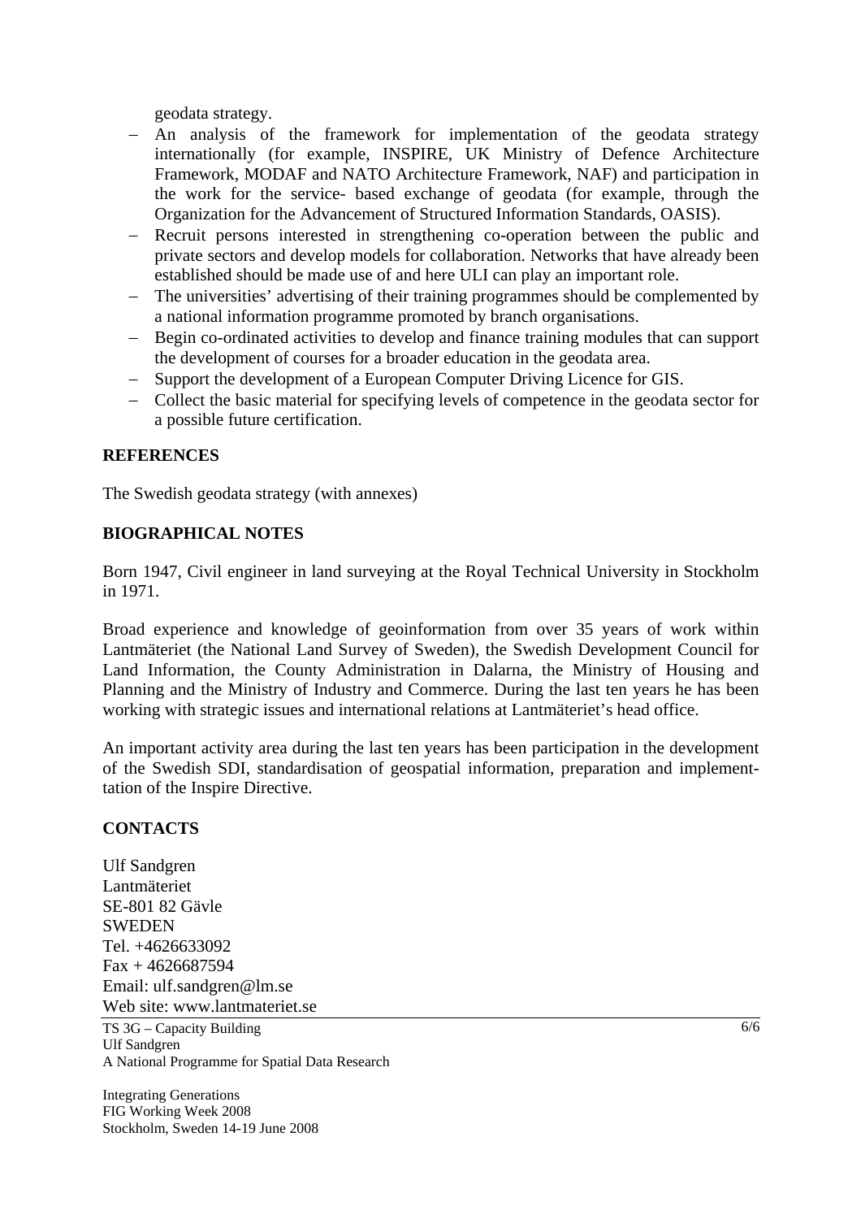geodata strategy.

- An analysis of the framework for implementation of the geodata strategy internationally (for example, INSPIRE, UK Ministry of Defence Architecture Framework, MODAF and NATO Architecture Framework, NAF) and participation in the work for the service- based exchange of geodata (for example, through the Organization for the Advancement of Structured Information Standards, OASIS).
- Recruit persons interested in strengthening co-operation between the public and private sectors and develop models for collaboration. Networks that have already been established should be made use of and here ULI can play an important role.
- The universities' advertising of their training programmes should be complemented by a national information programme promoted by branch organisations.
- Begin co-ordinated activities to develop and finance training modules that can support the development of courses for a broader education in the geodata area.
- Support the development of a European Computer Driving Licence for GIS.
- Collect the basic material for specifying levels of competence in the geodata sector for a possible future certification.

**REFERENCES**

The Swedish geodata strategy (with annexes)

**BIOGRAPHICAL NOTES**

Born 1947, Civil engineer in land surveying at the Royal Technical University in Stockholm in 1971.

Broad experience and knowledge of geoinformation from over 35 years of work within Lantmäteriet (the National Land Survey of Sweden), the Swedish Development Council for Land Information, the County Administration in Dalarna, the Ministry of Housing and Planning and the Ministry of Industry and Commerce. During the last ten years he has been working with strategic issues and international relations at Lantmäteriet's head office.

An important activity area during the last ten years has been participation in the development of the Swedish SDI, standardisation of geospatial information, preparation and implementtation of the Inspire Directive.

**CONTACTS**

Ulf Sandgren
Lantmäteriet
SE-801 82 Gävle
SWEDEN
Tel. +4626633092
Fax + 4626687594
Email: ulf.sandgren@lm.se
Web site: www.lantmateriet.se